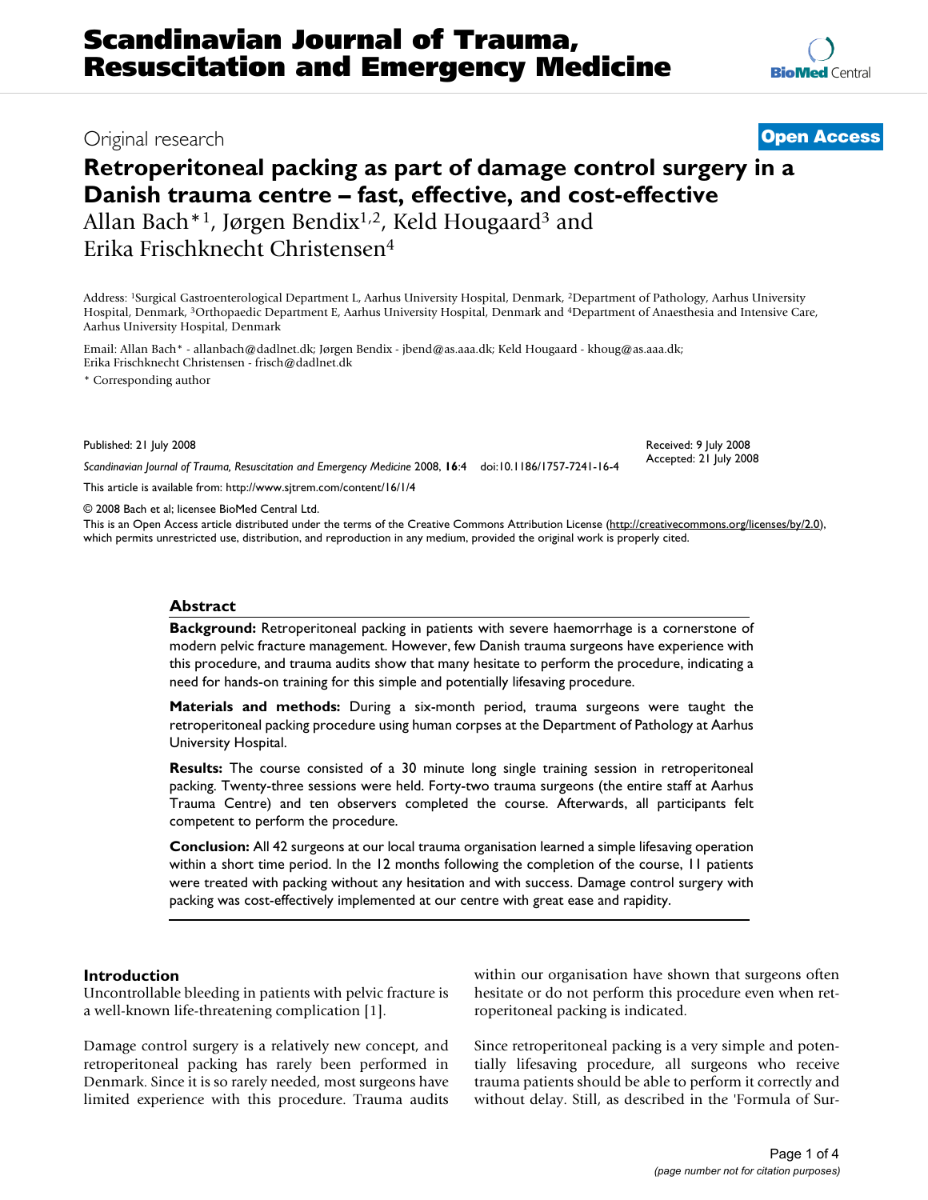Original research

**Open Access**

# Retroperitoneal packing as part of damage control surgery in a Danish trauma centre – fast, effective, and cost-effective

Allan Bach*[1], Jørgen Bendix[1,2], Keld Hougaard[3] and Erika Frischknecht Christensen[4]

Address: [1]Surgical Gastroenterological Department L, Aarhus University Hospital, Denmark, [2]Department of Pathology, Aarhus University Hospital, Denmark, [3]Orthopaedic Department E, Aarhus University Hospital, Denmark and [4]Department of Anaesthesia and Intensive Care, Aarhus University Hospital, Denmark

Email: Allan Bach* - allanbach@dadlnet.dk; Jørgen Bendix - jbend@as.aaa.dk; Keld Hougaard - khoug@as.aaa.dk; Erika Frischknecht Christensen - frisch@dadlnet.dk

* Corresponding author

Published: 21 July 2008

Received: 9 July 2008
Accepted: 21 July 2008

*Scandinavian Journal of Trauma, Resuscitation and Emergency Medicine* 2008, **16**:4 doi:10.1186/1757-7241-16-4

This article is available from: http://www.sjtrem.com/content/16/1/4

© 2008 Bach et al; licensee BioMed Central Ltd.

This is an Open Access article distributed under the terms of the Creative Commons Attribution License (http://creativecommons.org/licenses/by/2.0), which permits unrestricted use, distribution, and reproduction in any medium, provided the original work is properly cited.

## Abstract

**Background:** Retroperitoneal packing in patients with severe haemorrhage is a cornerstone of modern pelvic fracture management. However, few Danish trauma surgeons have experience with this procedure, and trauma audits show that many hesitate to perform the procedure, indicating a need for hands-on training for this simple and potentially lifesaving procedure.

**Materials and methods:** During a six-month period, trauma surgeons were taught the retroperitoneal packing procedure using human corpses at the Department of Pathology at Aarhus University Hospital.

**Results:** The course consisted of a 30 minute long single training session in retroperitoneal packing. Twenty-three sessions were held. Forty-two trauma surgeons (the entire staff at Aarhus Trauma Centre) and ten observers completed the course. Afterwards, all participants felt competent to perform the procedure.

**Conclusion:** All 42 surgeons at our local trauma organisation learned a simple lifesaving operation within a short time period. In the 12 months following the completion of the course, 11 patients were treated with packing without any hesitation and with success. Damage control surgery with packing was cost-effectively implemented at our centre with great ease and rapidity.

## Introduction

Uncontrollable bleeding in patients with pelvic fracture is a well-known life-threatening complication [1].

Damage control surgery is a relatively new concept, and retroperitoneal packing has rarely been performed in Denmark. Since it is so rarely needed, most surgeons have limited experience with this procedure. Trauma audits within our organisation have shown that surgeons often hesitate or do not perform this procedure even when retroperitoneal packing is indicated.

Since retroperitoneal packing is a very simple and potentially lifesaving procedure, all surgeons who receive trauma patients should be able to perform it correctly and without delay. Still, as described in the 'Formula of Sur-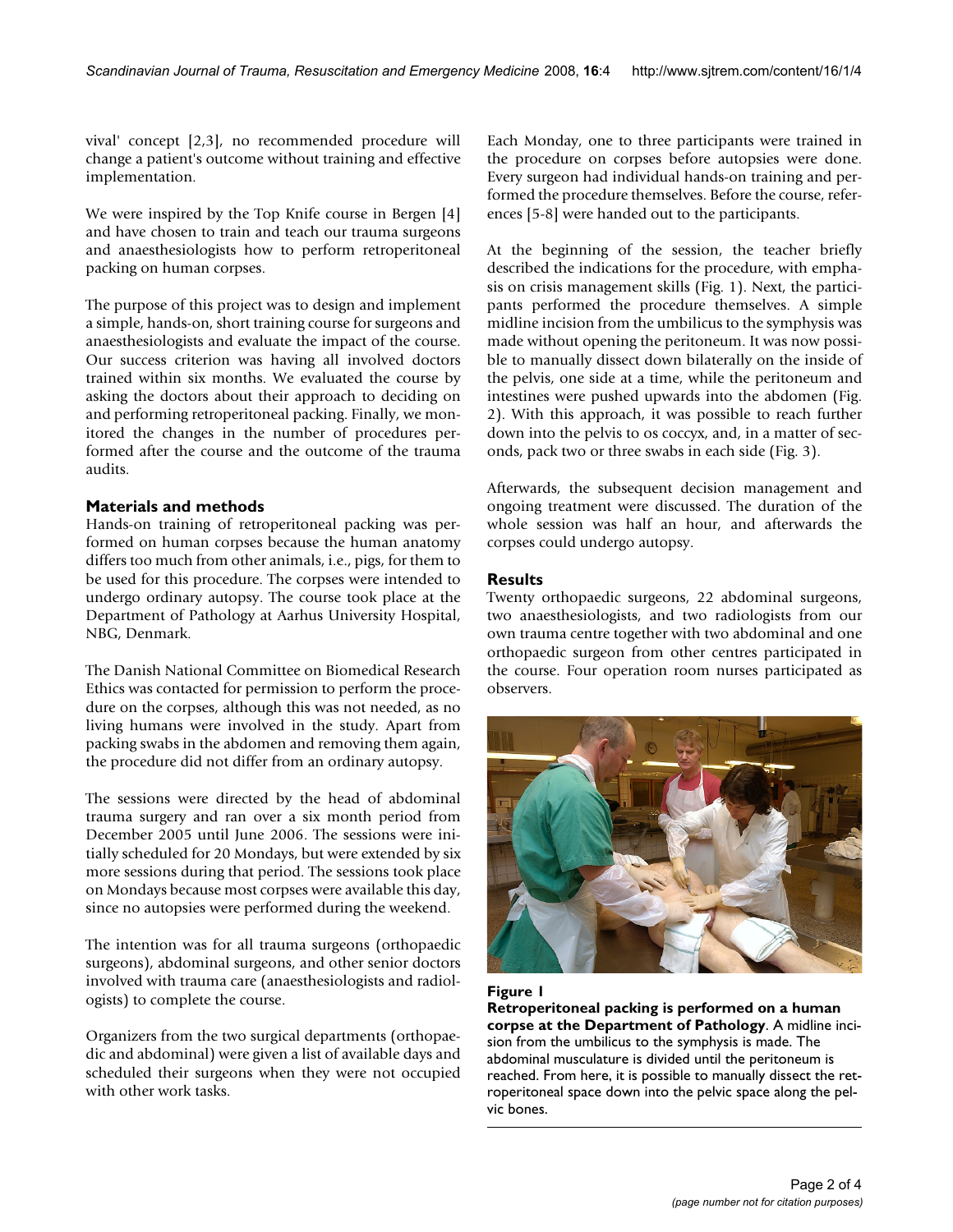vival' concept [2,3], no recommended procedure will change a patient's outcome without training and effective implementation.

We were inspired by the Top Knife course in Bergen [4] and have chosen to train and teach our trauma surgeons and anaesthesiologists how to perform retroperitoneal packing on human corpses.

The purpose of this project was to design and implement a simple, hands-on, short training course for surgeons and anaesthesiologists and evaluate the impact of the course. Our success criterion was having all involved doctors trained within six months. We evaluated the course by asking the doctors about their approach to deciding on and performing retroperitoneal packing. Finally, we monitored the changes in the number of procedures performed after the course and the outcome of the trauma audits.

## Materials and methods

Hands-on training of retroperitoneal packing was performed on human corpses because the human anatomy differs too much from other animals, i.e., pigs, for them to be used for this procedure. The corpses were intended to undergo ordinary autopsy. The course took place at the Department of Pathology at Aarhus University Hospital, NBG, Denmark.

The Danish National Committee on Biomedical Research Ethics was contacted for permission to perform the procedure on the corpses, although this was not needed, as no living humans were involved in the study. Apart from packing swabs in the abdomen and removing them again, the procedure did not differ from an ordinary autopsy.

The sessions were directed by the head of abdominal trauma surgery and ran over a six month period from December 2005 until June 2006. The sessions were initially scheduled for 20 Mondays, but were extended by six more sessions during that period. The sessions took place on Mondays because most corpses were available this day, since no autopsies were performed during the weekend.

The intention was for all trauma surgeons (orthopaedic surgeons), abdominal surgeons, and other senior doctors involved with trauma care (anaesthesiologists and radiologists) to complete the course.

Organizers from the two surgical departments (orthopaedic and abdominal) were given a list of available days and scheduled their surgeons when they were not occupied with other work tasks.

Each Monday, one to three participants were trained in the procedure on corpses before autopsies were done. Every surgeon had individual hands-on training and performed the procedure themselves. Before the course, references [5-8] were handed out to the participants.

At the beginning of the session, the teacher briefly described the indications for the procedure, with emphasis on crisis management skills (Fig. 1). Next, the participants performed the procedure themselves. A simple midline incision from the umbilicus to the symphysis was made without opening the peritoneum. It was now possible to manually dissect down bilaterally on the inside of the pelvis, one side at a time, while the peritoneum and intestines were pushed upwards into the abdomen (Fig. 2). With this approach, it was possible to reach further down into the pelvis to os coccyx, and, in a matter of seconds, pack two or three swabs in each side (Fig. 3).

Afterwards, the subsequent decision management and ongoing treatment were discussed. The duration of the whole session was half an hour, and afterwards the corpses could undergo autopsy.

## Results

Twenty orthopaedic surgeons, 22 abdominal surgeons, two anaesthesiologists, and two radiologists from our own trauma centre together with two abdominal and one orthopaedic surgeon from other centres participated in the course. Four operation room nurses participated as observers.

**Figure 1**

**Retroperitoneal packing is performed on a human corpse at the Department of Pathology**. A midline incision from the umbilicus to the symphysis is made. The abdominal musculature is divided until the peritoneum is reached. From here, it is possible to manually dissect the retroperitoneal space down into the pelvic space along the pelvic bones.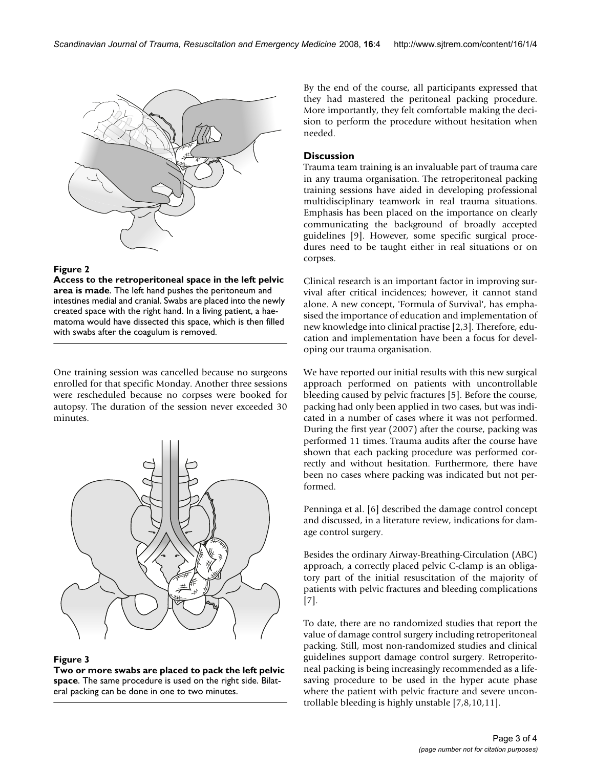**Figure 2**

**Access to the retroperitoneal space in the left pelvic area is made**. The left hand pushes the peritoneum and intestines medial and cranial. Swabs are placed into the newly created space with the right hand. In a living patient, a haematoma would have dissected this space, which is then filled with swabs after the coagulum is removed.

One training session was cancelled because no surgeons enrolled for that specific Monday. Another three sessions were rescheduled because no corpses were booked for autopsy. The duration of the session never exceeded 30 minutes.

**Figure 3**

**Two or more swabs are placed to pack the left pelvic space**. The same procedure is used on the right side. Bilateral packing can be done in one to two minutes.

By the end of the course, all participants expressed that they had mastered the peritoneal packing procedure. More importantly, they felt comfortable making the decision to perform the procedure without hesitation when needed.

## Discussion

Trauma team training is an invaluable part of trauma care in any trauma organisation. The retroperitoneal packing training sessions have aided in developing professional multidisciplinary teamwork in real trauma situations. Emphasis has been placed on the importance on clearly communicating the background of broadly accepted guidelines [9]. However, some specific surgical procedures need to be taught either in real situations or on corpses.

Clinical research is an important factor in improving survival after critical incidences; however, it cannot stand alone. A new concept, 'Formula of Survival', has emphasised the importance of education and implementation of new knowledge into clinical practise [2,3]. Therefore, education and implementation have been a focus for developing our trauma organisation.

We have reported our initial results with this new surgical approach performed on patients with uncontrollable bleeding caused by pelvic fractures [5]. Before the course, packing had only been applied in two cases, but was indicated in a number of cases where it was not performed. During the first year (2007) after the course, packing was performed 11 times. Trauma audits after the course have shown that each packing procedure was performed correctly and without hesitation. Furthermore, there have been no cases where packing was indicated but not performed.

Penninga et al. [6] described the damage control concept and discussed, in a literature review, indications for damage control surgery.

Besides the ordinary Airway-Breathing-Circulation (ABC) approach, a correctly placed pelvic C-clamp is an obligatory part of the initial resuscitation of the majority of patients with pelvic fractures and bleeding complications [7].

To date, there are no randomized studies that report the value of damage control surgery including retroperitoneal packing. Still, most non-randomized studies and clinical guidelines support damage control surgery. Retroperitoneal packing is being increasingly recommended as a lifesaving procedure to be used in the hyper acute phase where the patient with pelvic fracture and severe uncontrollable bleeding is highly unstable [7,8,10,11].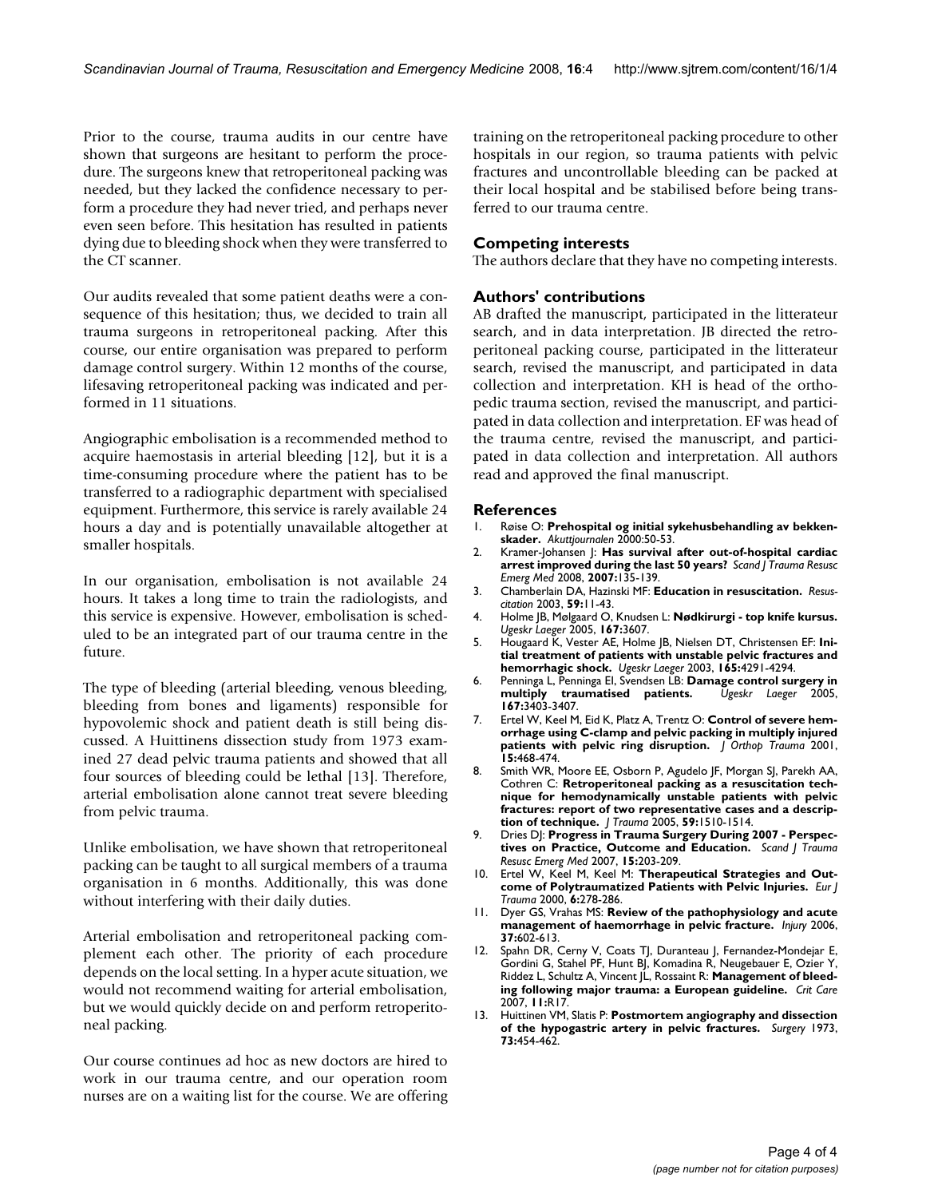Prior to the course, trauma audits in our centre have shown that surgeons are hesitant to perform the procedure. The surgeons knew that retroperitoneal packing was needed, but they lacked the confidence necessary to perform a procedure they had never tried, and perhaps never even seen before. This hesitation has resulted in patients dying due to bleeding shock when they were transferred to the CT scanner.

Our audits revealed that some patient deaths were a consequence of this hesitation; thus, we decided to train all trauma surgeons in retroperitoneal packing. After this course, our entire organisation was prepared to perform damage control surgery. Within 12 months of the course, lifesaving retroperitoneal packing was indicated and performed in 11 situations.

Angiographic embolisation is a recommended method to acquire haemostasis in arterial bleeding [12], but it is a time-consuming procedure where the patient has to be transferred to a radiographic department with specialised equipment. Furthermore, this service is rarely available 24 hours a day and is potentially unavailable altogether at smaller hospitals.

In our organisation, embolisation is not available 24 hours. It takes a long time to train the radiologists, and this service is expensive. However, embolisation is scheduled to be an integrated part of our trauma centre in the future.

The type of bleeding (arterial bleeding, venous bleeding, bleeding from bones and ligaments) responsible for hypovolemic shock and patient death is still being discussed. A Huittinens dissection study from 1973 examined 27 dead pelvic trauma patients and showed that all four sources of bleeding could be lethal [13]. Therefore, arterial embolisation alone cannot treat severe bleeding from pelvic trauma.

Unlike embolisation, we have shown that retroperitoneal packing can be taught to all surgical members of a trauma organisation in 6 months. Additionally, this was done without interfering with their daily duties.

Arterial embolisation and retroperitoneal packing complement each other. The priority of each procedure depends on the local setting. In a hyper acute situation, we would not recommend waiting for arterial embolisation, but we would quickly decide on and perform retroperitoneal packing.

Our course continues ad hoc as new doctors are hired to work in our trauma centre, and our operation room nurses are on a waiting list for the course. We are offering training on the retroperitoneal packing procedure to other hospitals in our region, so trauma patients with pelvic fractures and uncontrollable bleeding can be packed at their local hospital and be stabilised before being transferred to our trauma centre.

## Competing interests

The authors declare that they have no competing interests.

## Authors' contributions

AB drafted the manuscript, participated in the litterateur search, and in data interpretation. JB directed the retroperitoneal packing course, participated in the litterateur search, revised the manuscript, and participated in data collection and interpretation. KH is head of the orthopedic trauma section, revised the manuscript, and participated in data collection and interpretation. EF was head of the trauma centre, revised the manuscript, and participated in data collection and interpretation. All authors read and approved the final manuscript.

## References

1. Røise O: **Prehospital og initial sykehusbehandling av bekkenskader.** *Akuttjournalen* 2000:50-53.
2. Kramer-Johansen J: **Has survival after out-of-hospital cardiac arrest improved during the last 50 years?** *Scand J Trauma Resusc Emerg Med* 2008, **2007:**135-139.
3. Chamberlain DA, Hazinski MF: **Education in resuscitation.** *Resuscitation* 2003, **59:**11-43.
4. Holme JB, Mølgaard O, Knudsen L: **Nødkirurgi - top knife kursus.** *Ugeskr Laeger* 2005, **167:**3607.
5. Hougaard K, Vester AE, Holme JB, Nielsen DT, Christensen EF: **Initial treatment of patients with unstable pelvic fractures and hemorrhagic shock.** *Ugeskr Laeger* 2003, **165:**4291-4294.
6. Penninga L, Penninga EI, Svendsen LB: **Damage control surgery in multiply traumatised patients.** *Ugeskr Laeger* 2005, **167:**3403-3407.
7. Ertel W, Keel M, Eid K, Platz A, Trentz O: **Control of severe hemorrhage using C-clamp and pelvic packing in multiply injured patients with pelvic ring disruption.** *J Orthop Trauma* 2001, **15:**468-474.
8. Smith WR, Moore EE, Osborn P, Agudelo JF, Morgan SJ, Parekh AA, Cothren C: **Retroperitoneal packing as a resuscitation technique for hemodynamically unstable patients with pelvic fractures: report of two representative cases and a description of technique.** *J Trauma* 2005, **59:**1510-1514.
9. Dries DJ: **Progress in Trauma Surgery During 2007 - Perspectives on Practice, Outcome and Education.** *Scand J Trauma Resusc Emerg Med* 2007, **15:**203-209.
10. Ertel W, Keel M, Keel M: **Therapeutical Strategies and Outcome of Polytraumatized Patients with Pelvic Injuries.** *Eur J Trauma* 2000, **6:**278-286.
11. Dyer GS, Vrahas MS: **Review of the pathophysiology and acute management of haemorrhage in pelvic fracture.** *Injury* 2006, **37:**602-613.
12. Spahn DR, Cerny V, Coats TJ, Duranteau J, Fernandez-Mondejar E, Gordini G, Stahel PF, Hunt BJ, Komadina R, Neugebauer E, Ozier Y, Riddez L, Schultz A, Vincent JL, Rossaint R: **Management of bleeding following major trauma: a European guideline.** *Crit Care* 2007, **11:**R17.
13. Huittinen VM, Slatis P: **Postmortem angiography and dissection of the hypogastric artery in pelvic fractures.** *Surgery* 1973, **73:**454-462.